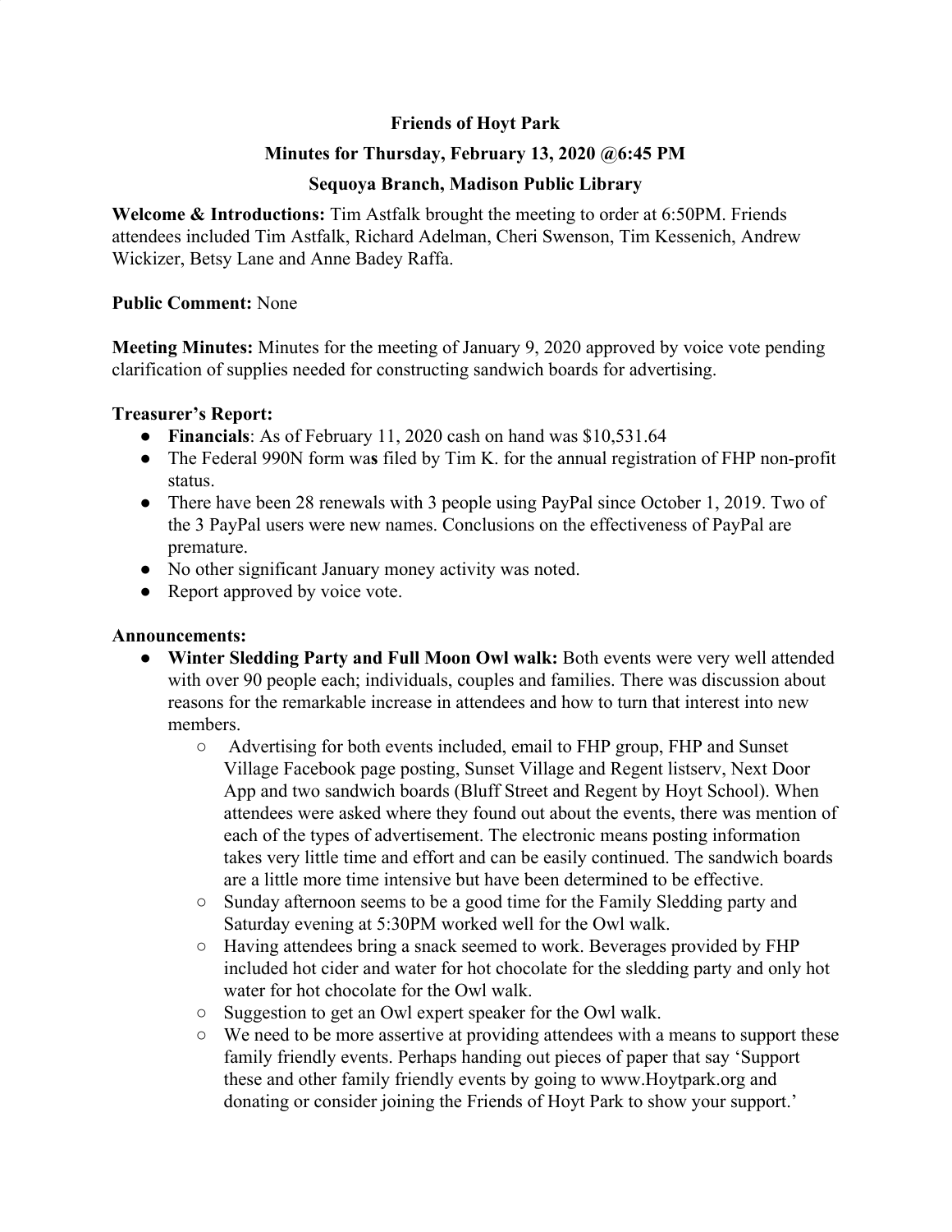**Friends of Hoyt Park**

**Minutes for Thursday, February 13, 2020 @6:45 PM**

**Sequoya Branch, Madison Public Library**

**Welcome & Introductions:** Tim Astfalk brought the meeting to order at 6:50PM. Friends attendees included Tim Astfalk, Richard Adelman, Cheri Swenson, Tim Kessenich, Andrew Wickizer, Betsy Lane and Anne Badey Raffa.

**Public Comment:** None

**Meeting Minutes:** Minutes for the meeting of January 9, 2020 approved by voice vote pending clarification of supplies needed for constructing sandwich boards for advertising.

**Treasurer's Report:**

- **Financials**: As of February 11, 2020 cash on hand was $10,531.64
- The Federal 990N form was filed by Tim K. for the annual registration of FHP non-profit status.
- There have been 28 renewals with 3 people using PayPal since October 1, 2019. Two of the 3 PayPal users were new names. Conclusions on the effectiveness of PayPal are premature.
- No other significant January money activity was noted.
- Report approved by voice vote.

**Announcements:**

- **Winter Sledding Party and Full Moon Owl walk:** Both events were very well attended with over 90 people each; individuals, couples and families. There was discussion about reasons for the remarkable increase in attendees and how to turn that interest into new members.
  - Advertising for both events included, email to FHP group, FHP and Sunset Village Facebook page posting, Sunset Village and Regent listserv, Next Door App and two sandwich boards (Bluff Street and Regent by Hoyt School). When attendees were asked where they found out about the events, there was mention of each of the types of advertisement. The electronic means posting information takes very little time and effort and can be easily continued. The sandwich boards are a little more time intensive but have been determined to be effective.
  - Sunday afternoon seems to be a good time for the Family Sledding party and Saturday evening at 5:30PM worked well for the Owl walk.
  - Having attendees bring a snack seemed to work. Beverages provided by FHP included hot cider and water for hot chocolate for the sledding party and only hot water for hot chocolate for the Owl walk.
  - Suggestion to get an Owl expert speaker for the Owl walk.
  - We need to be more assertive at providing attendees with a means to support these family friendly events. Perhaps handing out pieces of paper that say 'Support these and other family friendly events by going to www.Hoytpark.org and donating or consider joining the Friends of Hoyt Park to show your support.'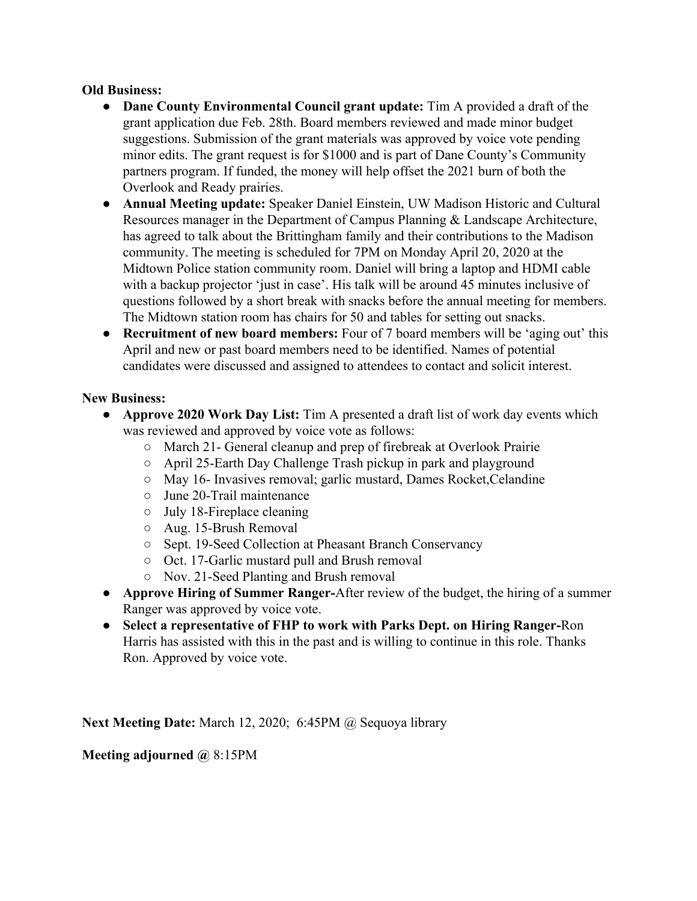**Old Business:**

- **Dane County Environmental Council grant update:** Tim A provided a draft of the grant application due Feb. 28th. Board members reviewed and made minor budget suggestions. Submission of the grant materials was approved by voice vote pending minor edits. The grant request is for $1000 and is part of Dane County's Community partners program. If funded, the money will help offset the 2021 burn of both the Overlook and Ready prairies.
- **Annual Meeting update:** Speaker Daniel Einstein, UW Madison Historic and Cultural Resources manager in the Department of Campus Planning & Landscape Architecture, has agreed to talk about the Brittingham family and their contributions to the Madison community. The meeting is scheduled for 7PM on Monday April 20, 2020 at the Midtown Police station community room. Daniel will bring a laptop and HDMI cable with a backup projector 'just in case'. His talk will be around 45 minutes inclusive of questions followed by a short break with snacks before the annual meeting for members. The Midtown station room has chairs for 50 and tables for setting out snacks.
- **Recruitment of new board members:** Four of 7 board members will be 'aging out' this April and new or past board members need to be identified. Names of potential candidates were discussed and assigned to attendees to contact and solicit interest.

**New Business:**

- **Approve 2020 Work Day List:** Tim A presented a draft list of work day events which was reviewed and approved by voice vote as follows:
  - March 21- General cleanup and prep of firebreak at Overlook Prairie
  - April 25-Earth Day Challenge Trash pickup in park and playground
  - May 16- Invasives removal; garlic mustard, Dames Rocket,Celandine
  - June 20-Trail maintenance
  - July 18-Fireplace cleaning
  - Aug. 15-Brush Removal
  - Sept. 19-Seed Collection at Pheasant Branch Conservancy
  - Oct. 17-Garlic mustard pull and Brush removal
  - Nov. 21-Seed Planting and Brush removal
- **Approve Hiring of Summer Ranger-**After review of the budget, the hiring of a summer Ranger was approved by voice vote.
- **Select a representative of FHP to work with Parks Dept. on Hiring Ranger-**Ron Harris has assisted with this in the past and is willing to continue in this role. Thanks Ron. Approved by voice vote.

**Next Meeting Date:** March 12, 2020; 6:45PM @ Sequoya library

**Meeting adjourned @** 8:15PM